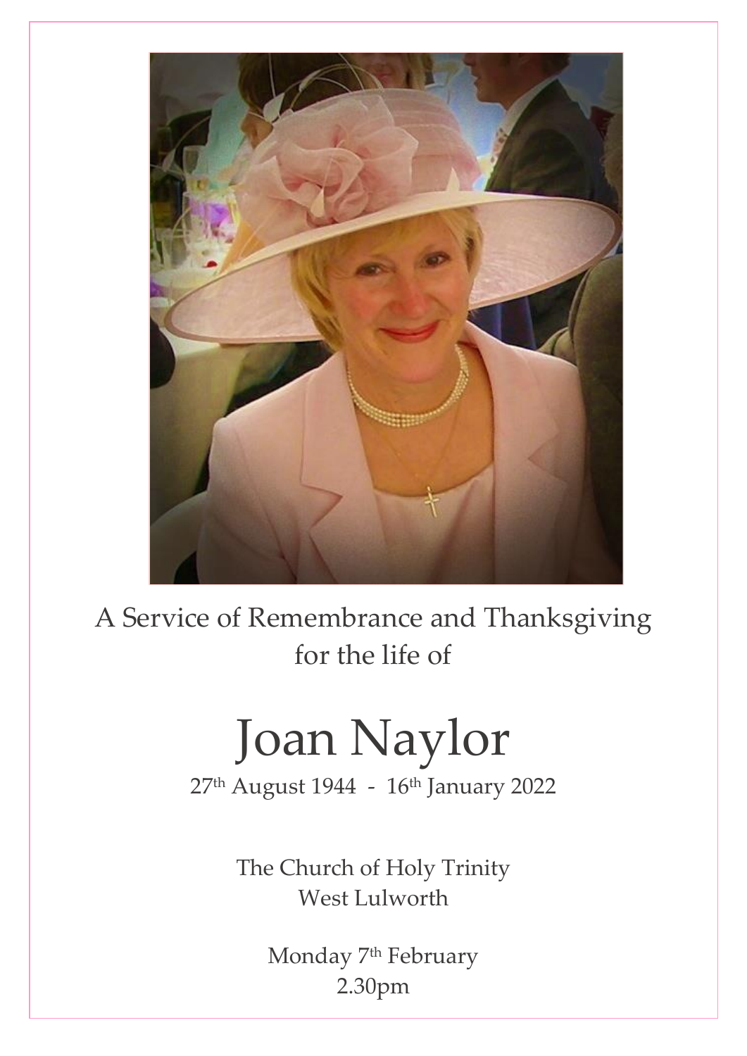A Service of Remembrance and Thanksgiving
for the life of

# Joan Naylor

27th August 1944 - 16th January 2022

The Church of Holy Trinity
West Lulworth

Monday 7th February
2.30pm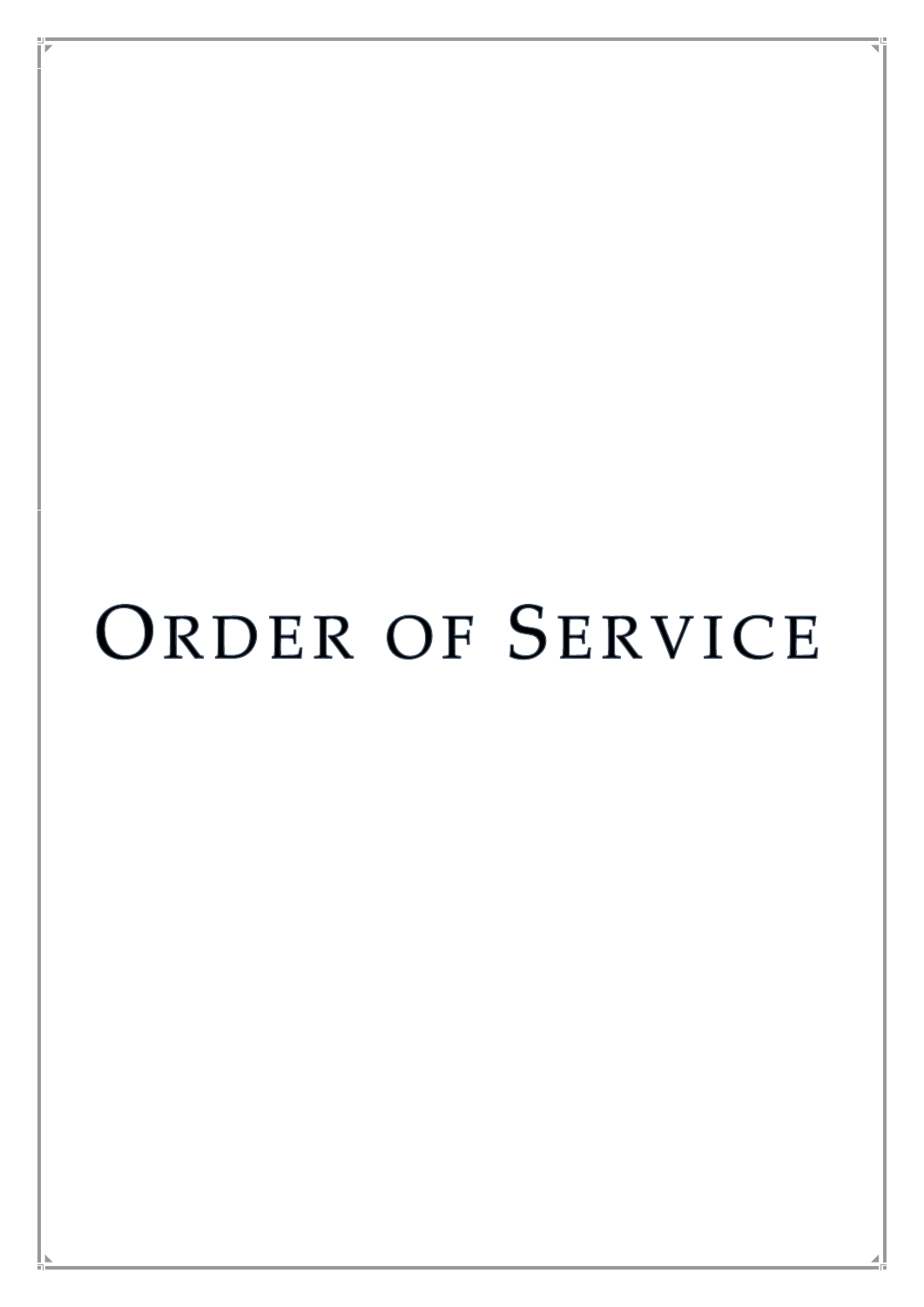# Order of Service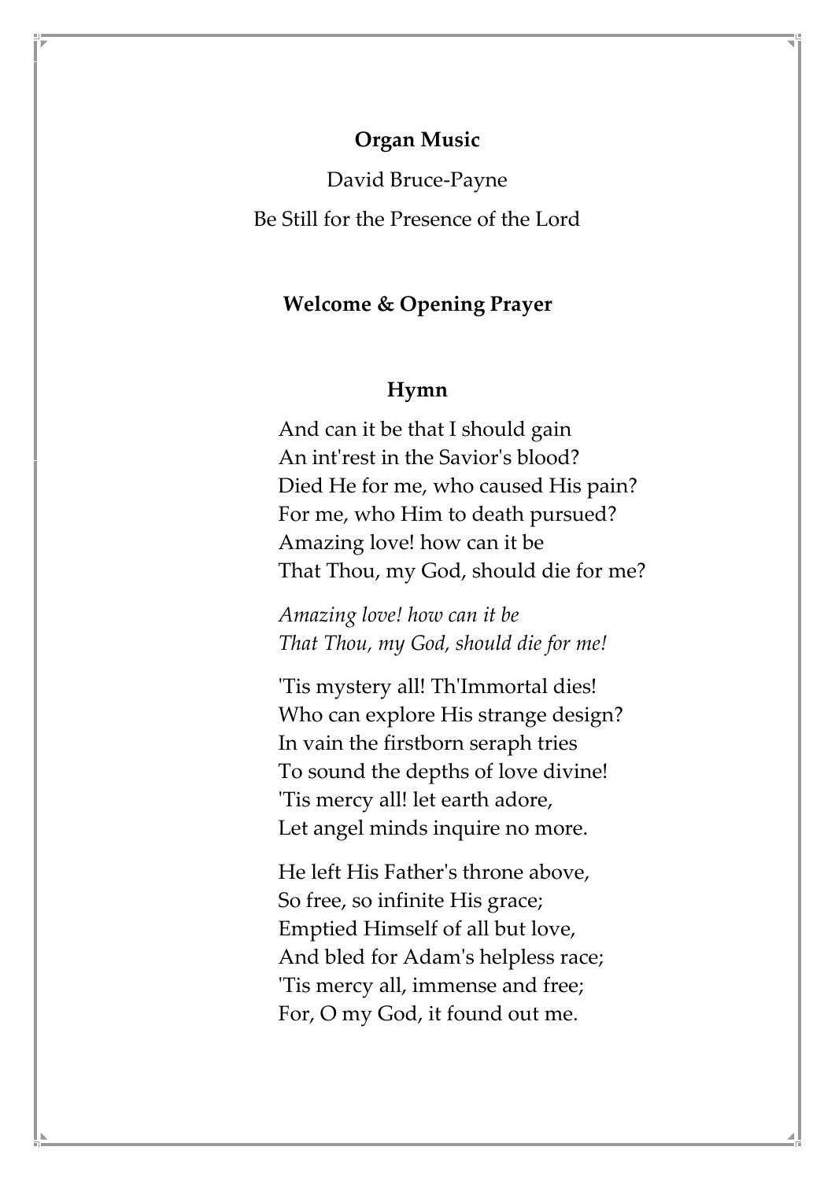**Organ Music**

David Bruce-Payne

Be Still for the Presence of the Lord

**Welcome & Opening Prayer**

**Hymn**

And can it be that I should gain  
An int'rest in the Savior's blood?  
Died He for me, who caused His pain?  
For me, who Him to death pursued?  
Amazing love! how can it be  
That Thou, my God, should die for me?

*Amazing love! how can it be*  
*That Thou, my God, should die for me!*

'Tis mystery all! Th'Immortal dies!  
Who can explore His strange design?  
In vain the firstborn seraph tries  
To sound the depths of love divine!  
'Tis mercy all! let earth adore,  
Let angel minds inquire no more.

He left His Father's throne above,  
So free, so infinite His grace;  
Emptied Himself of all but love,  
And bled for Adam's helpless race;  
'Tis mercy all, immense and free;  
For, O my God, it found out me.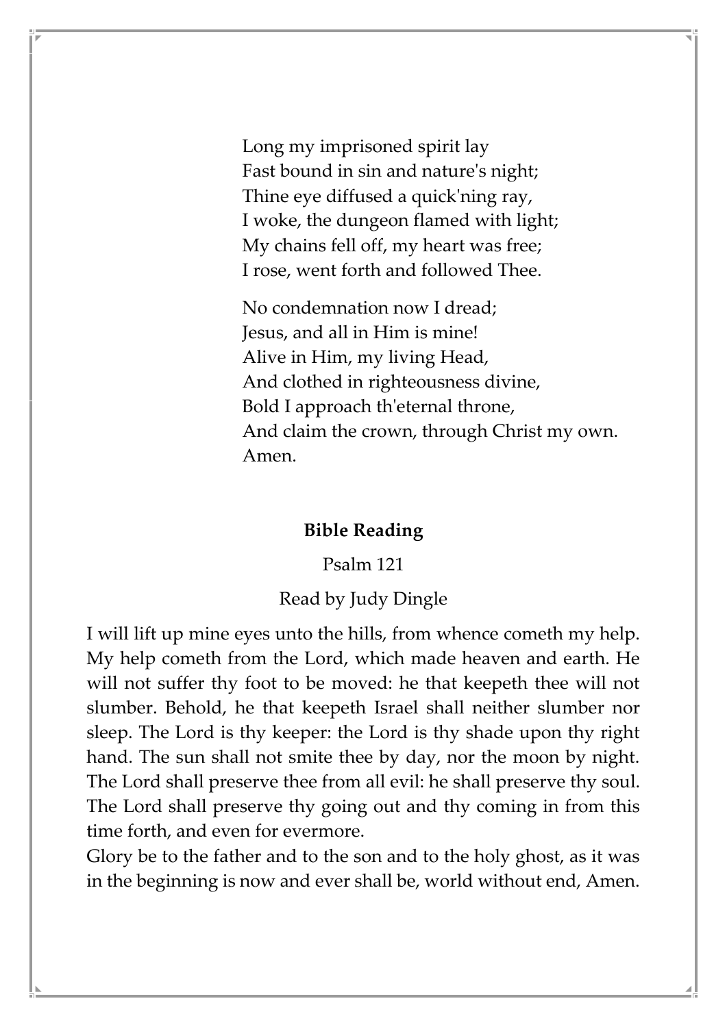Long my imprisoned spirit lay  
Fast bound in sin and nature's night;  
Thine eye diffused a quick'ning ray,  
I woke, the dungeon flamed with light;  
My chains fell off, my heart was free;  
I rose, went forth and followed Thee.

No condemnation now I dread;  
Jesus, and all in Him is mine!  
Alive in Him, my living Head,  
And clothed in righteousness divine,  
Bold I approach th'eternal throne,  
And claim the crown, through Christ my own.  
Amen.

**Bible Reading**

Psalm 121

Read by Judy Dingle

I will lift up mine eyes unto the hills, from whence cometh my help. My help cometh from the Lord, which made heaven and earth. He will not suffer thy foot to be moved: he that keepeth thee will not slumber. Behold, he that keepeth Israel shall neither slumber nor sleep. The Lord is thy keeper: the Lord is thy shade upon thy right hand. The sun shall not smite thee by day, nor the moon by night. The Lord shall preserve thee from all evil: he shall preserve thy soul. The Lord shall preserve thy going out and thy coming in from this time forth, and even for evermore.

Glory be to the father and to the son and to the holy ghost, as it was in the beginning is now and ever shall be, world without end, Amen.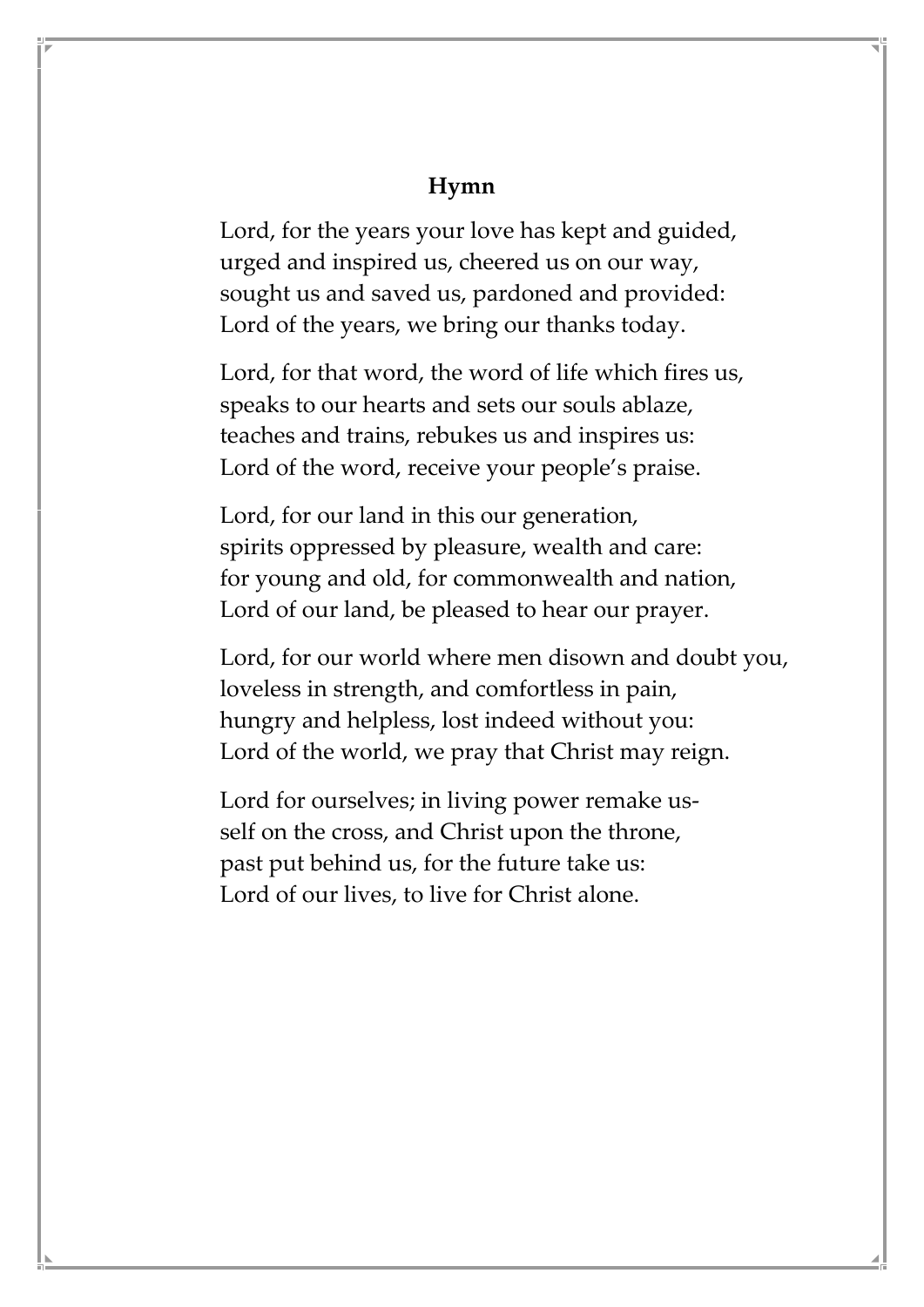**Hymn**

Lord, for the years your love has kept and guided,  
urged and inspired us, cheered us on our way,  
sought us and saved us, pardoned and provided:  
Lord of the years, we bring our thanks today.

Lord, for that word, the word of life which fires us,  
speaks to our hearts and sets our souls ablaze,  
teaches and trains, rebukes us and inspires us:  
Lord of the word, receive your people's praise.

Lord, for our land in this our generation,  
spirits oppressed by pleasure, wealth and care:  
for young and old, for commonwealth and nation,  
Lord of our land, be pleased to hear our prayer.

Lord, for our world where men disown and doubt you,  
loveless in strength, and comfortless in pain,  
hungry and helpless, lost indeed without you:  
Lord of the world, we pray that Christ may reign.

Lord for ourselves; in living power remake us-  
self on the cross, and Christ upon the throne,  
past put behind us, for the future take us:  
Lord of our lives, to live for Christ alone.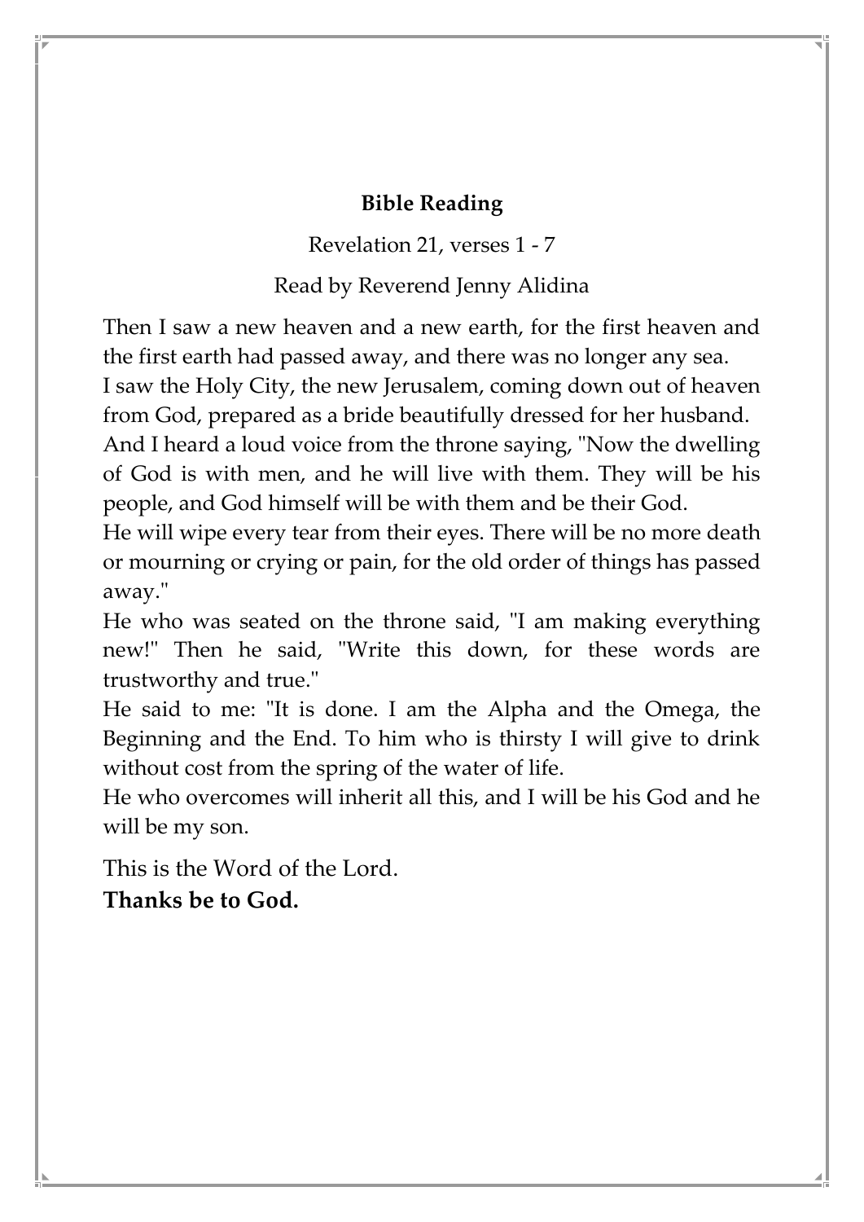## Bible Reading

Revelation 21, verses 1 - 7

Read by Reverend Jenny Alidina

Then I saw a new heaven and a new earth, for the first heaven and the first earth had passed away, and there was no longer any sea.
I saw the Holy City, the new Jerusalem, coming down out of heaven from God, prepared as a bride beautifully dressed for her husband.
And I heard a loud voice from the throne saying, "Now the dwelling of God is with men, and he will live with them. They will be his people, and God himself will be with them and be their God.
He will wipe every tear from their eyes. There will be no more death or mourning or crying or pain, for the old order of things has passed away."
He who was seated on the throne said, "I am making everything new!" Then he said, "Write this down, for these words are trustworthy and true."
He said to me: "It is done. I am the Alpha and the Omega, the Beginning and the End. To him who is thirsty I will give to drink without cost from the spring of the water of life.
He who overcomes will inherit all this, and I will be his God and he will be my son.

This is the Word of the Lord.
**Thanks be to God.**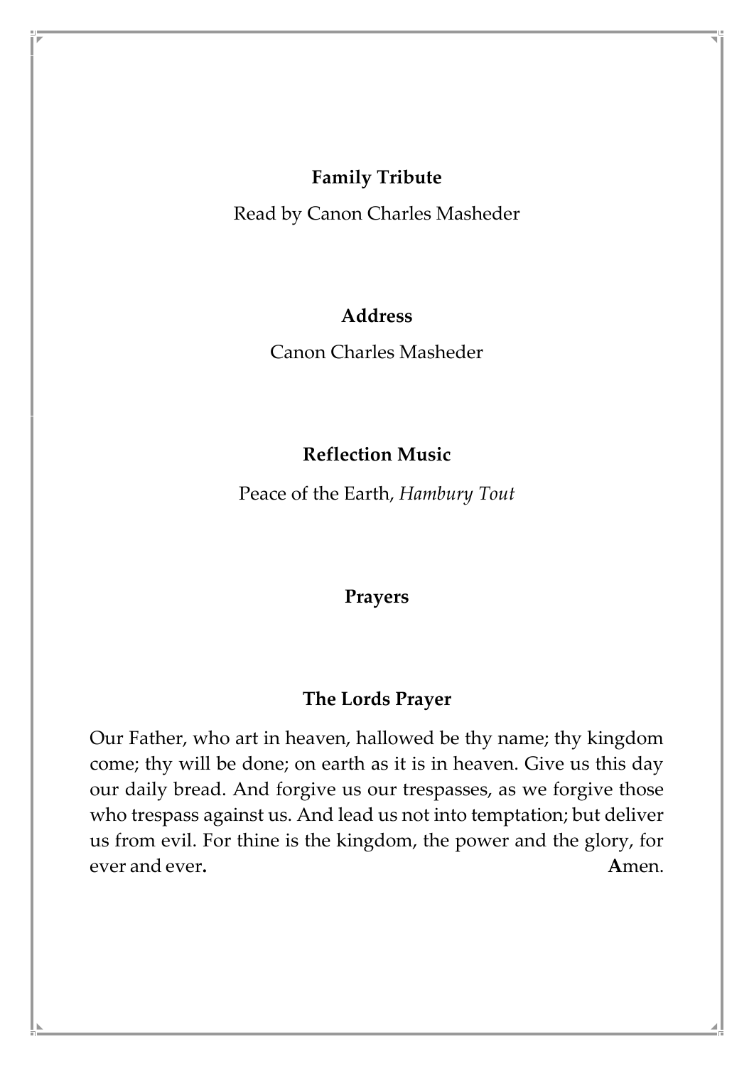**Family Tribute**

Read by Canon Charles Masheder

**Address**

Canon Charles Masheder

**Reflection Music**

Peace of the Earth, *Hambury Tout*

**Prayers**

**The Lords Prayer**

Our Father, who art in heaven, hallowed be thy name; thy kingdom come; thy will be done; on earth as it is in heaven. Give us this day our daily bread. And forgive us our trespasses, as we forgive those who trespass against us. And lead us not into temptation; but deliver us from evil. For thine is the kingdom, the power and the glory, for ever and ever. **A**men.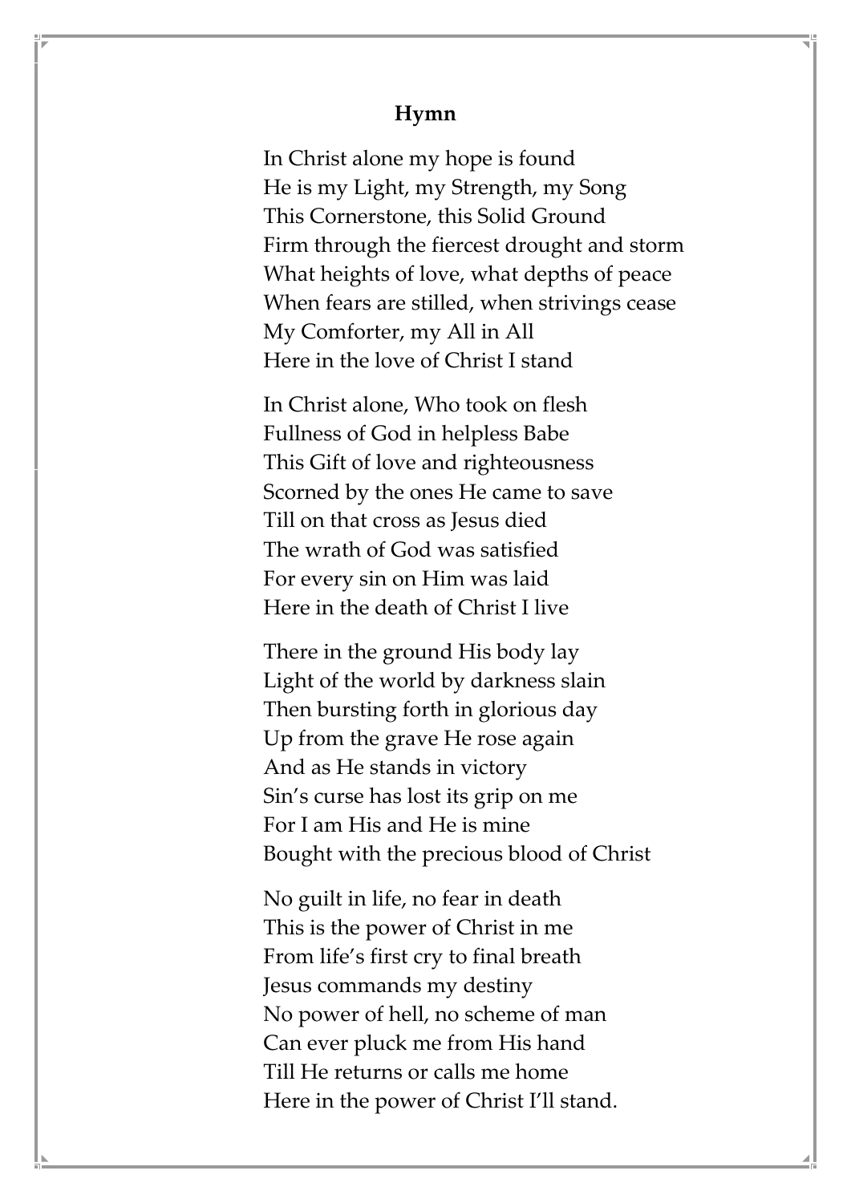**Hymn**

In Christ alone my hope is found
He is my Light, my Strength, my Song
This Cornerstone, this Solid Ground
Firm through the fiercest drought and storm
What heights of love, what depths of peace
When fears are stilled, when strivings cease
My Comforter, my All in All
Here in the love of Christ I stand

In Christ alone, Who took on flesh
Fullness of God in helpless Babe
This Gift of love and righteousness
Scorned by the ones He came to save
Till on that cross as Jesus died
The wrath of God was satisfied
For every sin on Him was laid
Here in the death of Christ I live

There in the ground His body lay
Light of the world by darkness slain
Then bursting forth in glorious day
Up from the grave He rose again
And as He stands in victory
Sin's curse has lost its grip on me
For I am His and He is mine
Bought with the precious blood of Christ

No guilt in life, no fear in death
This is the power of Christ in me
From life's first cry to final breath
Jesus commands my destiny
No power of hell, no scheme of man
Can ever pluck me from His hand
Till He returns or calls me home
Here in the power of Christ I'll stand.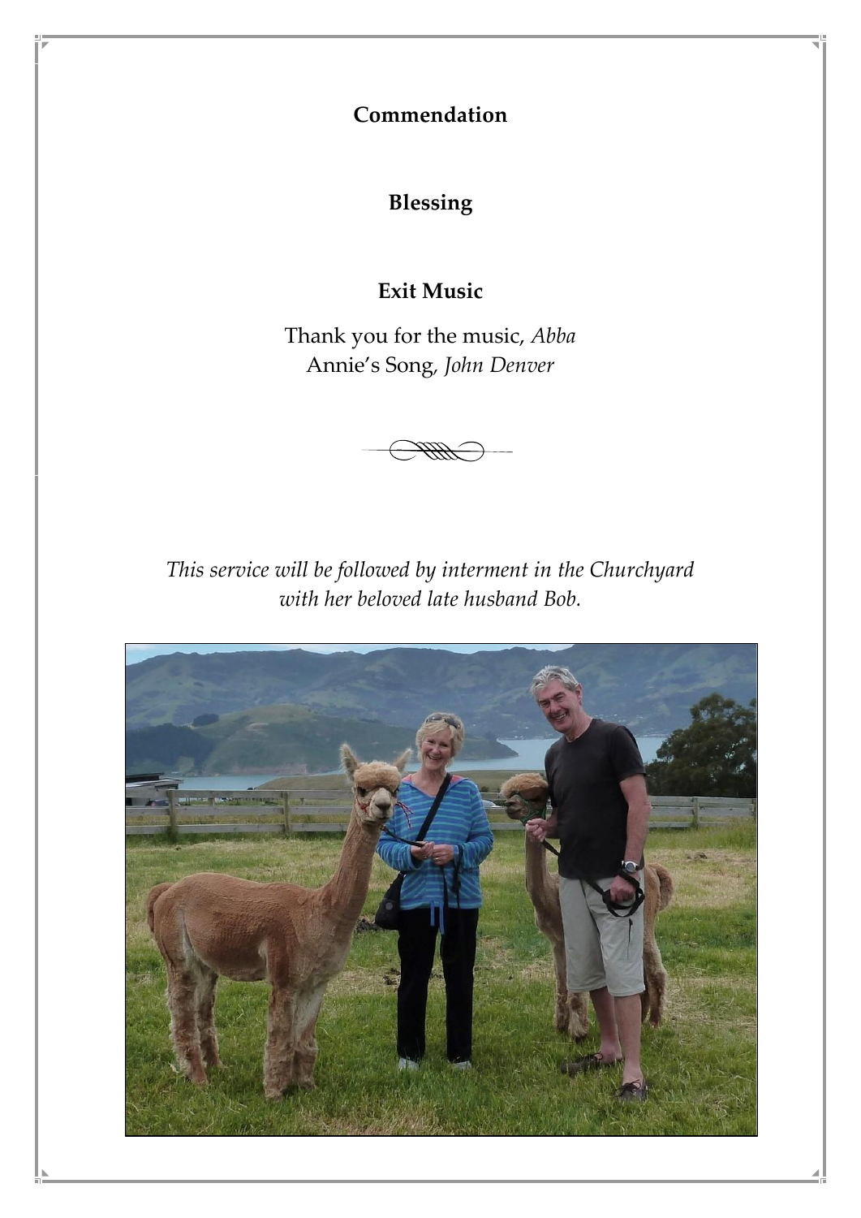**Commendation**

**Blessing**

**Exit Music**

Thank you for the music, *Abba*
Annie's Song, *John Denver*

*This service will be followed by interment in the Churchyard with her beloved late husband Bob.*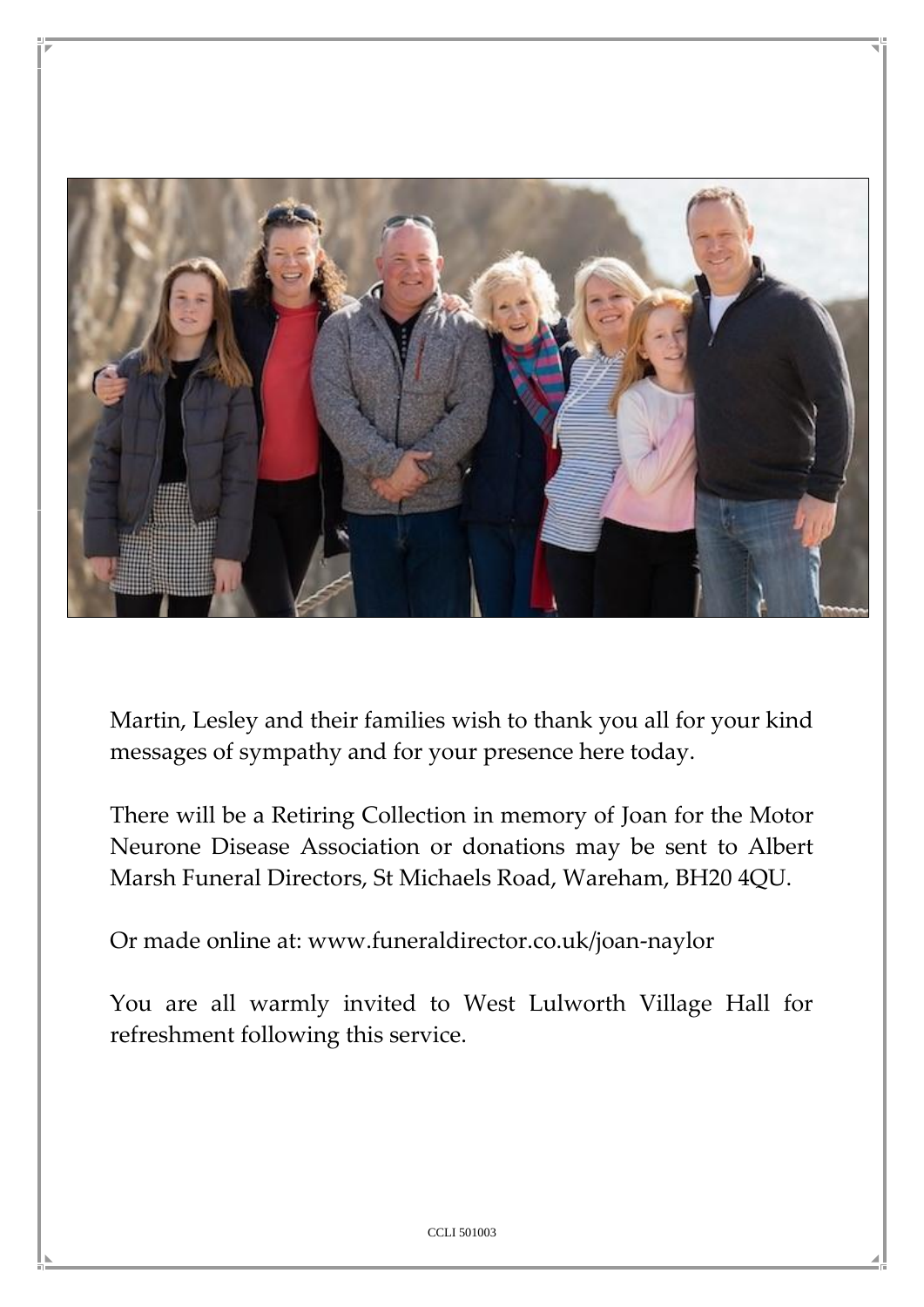Martin, Lesley and their families wish to thank you all for your kind messages of sympathy and for your presence here today.

There will be a Retiring Collection in memory of Joan for the Motor Neurone Disease Association or donations may be sent to Albert Marsh Funeral Directors, St Michaels Road, Wareham, BH20 4QU.

Or made online at: www.funeraldirector.co.uk/joan-naylor

You are all warmly invited to West Lulworth Village Hall for refreshment following this service.

CCLI 501003